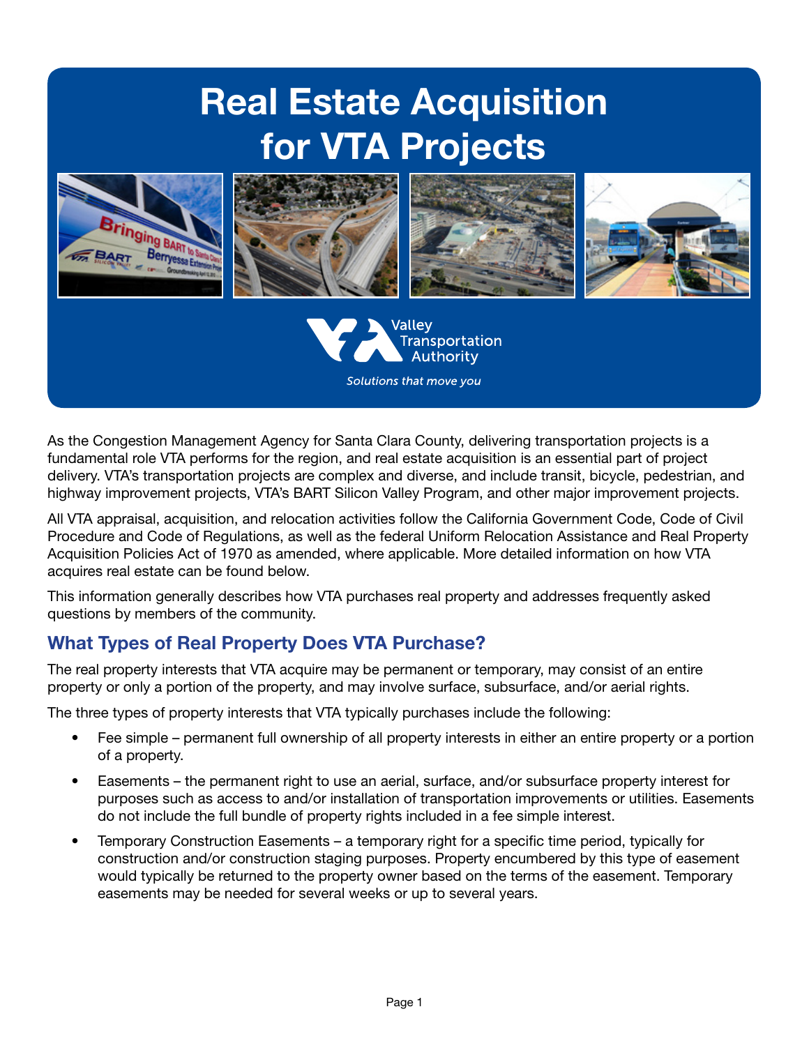# Real Estate Acquisition for VTA Projects

Valley Transportation Authority

*Solutions that move you*

As the Congestion Management Agency for Santa Clara County, delivering transportation projects is a fundamental role VTA performs for the region, and real estate acquisition is an essential part of project delivery. VTA's transportation projects are complex and diverse, and include transit, bicycle, pedestrian, and highway improvement projects, VTA's BART Silicon Valley Program, and other major improvement projects.

All VTA appraisal, acquisition, and relocation activities follow the California Government Code, Code of Civil Procedure and Code of Regulations, as well as the federal Uniform Relocation Assistance and Real Property Acquisition Policies Act of 1970 as amended, where applicable. More detailed information on how VTA acquires real estate can be found below.

This information generally describes how VTA purchases real property and addresses frequently asked questions by members of the community.

## What Types of Real Property Does VTA Purchase?

The real property interests that VTA acquire may be permanent or temporary, may consist of an entire property or only a portion of the property, and may involve surface, subsurface, and/or aerial rights.

The three types of property interests that VTA typically purchases include the following:

- Fee simple – permanent full ownership of all property interests in either an entire property or a portion of a property.
- Easements – the permanent right to use an aerial, surface, and/or subsurface property interest for purposes such as access to and/or installation of transportation improvements or utilities. Easements do not include the full bundle of property rights included in a fee simple interest.
- Temporary Construction Easements – a temporary right for a specific time period, typically for construction and/or construction staging purposes. Property encumbered by this type of easement would typically be returned to the property owner based on the terms of the easement. Temporary easements may be needed for several weeks or up to several years.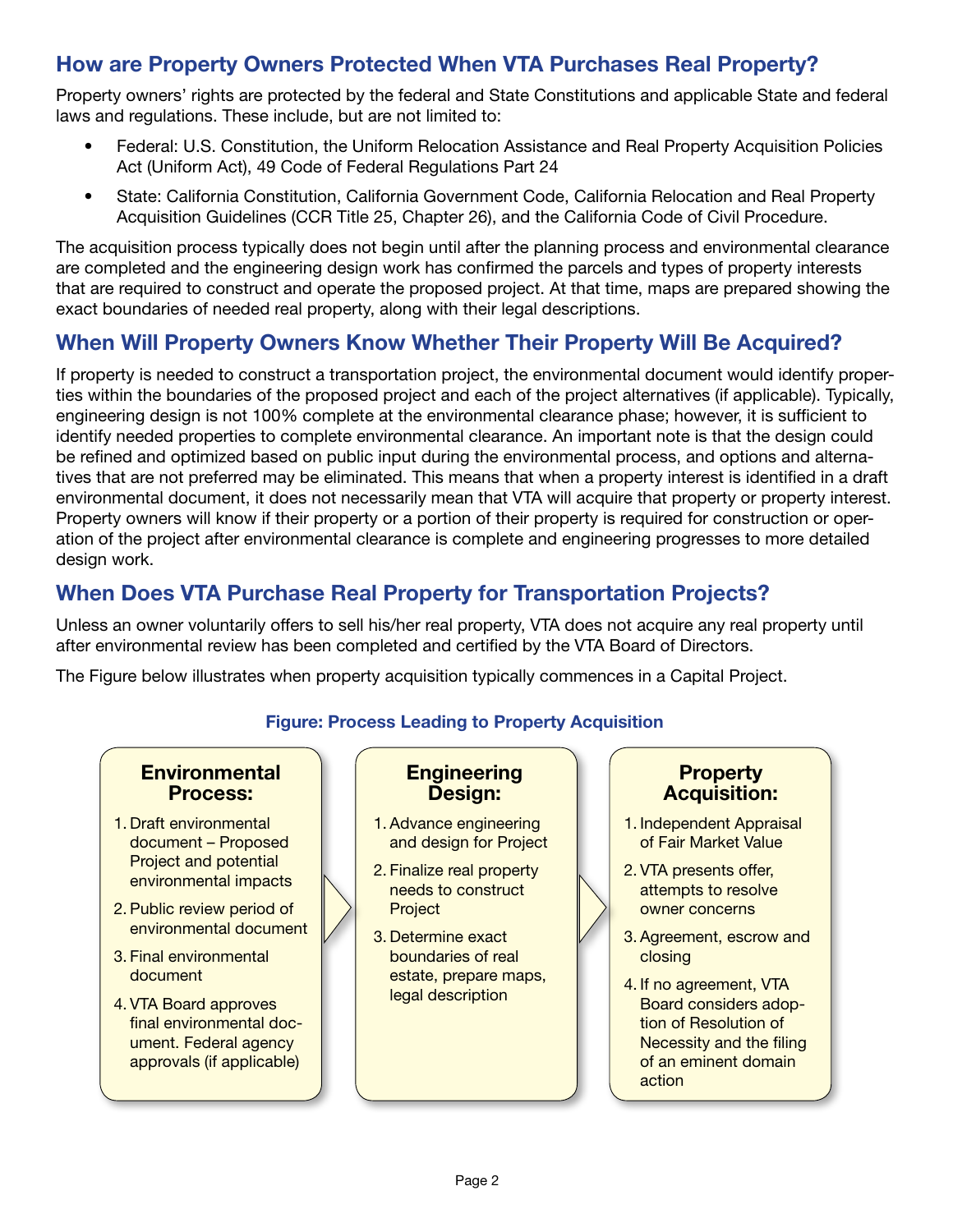## How are Property Owners Protected When VTA Purchases Real Property?

Property owners' rights are protected by the federal and State Constitutions and applicable State and federal laws and regulations. These include, but are not limited to:

- Federal: U.S. Constitution, the Uniform Relocation Assistance and Real Property Acquisition Policies Act (Uniform Act), 49 Code of Federal Regulations Part 24
- State: California Constitution, California Government Code, California Relocation and Real Property Acquisition Guidelines (CCR Title 25, Chapter 26), and the California Code of Civil Procedure.

The acquisition process typically does not begin until after the planning process and environmental clearance are completed and the engineering design work has confirmed the parcels and types of property interests that are required to construct and operate the proposed project. At that time, maps are prepared showing the exact boundaries of needed real property, along with their legal descriptions.

## When Will Property Owners Know Whether Their Property Will Be Acquired?

If property is needed to construct a transportation project, the environmental document would identify properties within the boundaries of the proposed project and each of the project alternatives (if applicable). Typically, engineering design is not 100% complete at the environmental clearance phase; however, it is sufficient to identify needed properties to complete environmental clearance. An important note is that the design could be refined and optimized based on public input during the environmental process, and options and alternatives that are not preferred may be eliminated. This means that when a property interest is identified in a draft environmental document, it does not necessarily mean that VTA will acquire that property or property interest. Property owners will know if their property or a portion of their property is required for construction or operation of the project after environmental clearance is complete and engineering progresses to more detailed design work.

## When Does VTA Purchase Real Property for Transportation Projects?

Unless an owner voluntarily offers to sell his/her real property, VTA does not acquire any real property until after environmental review has been completed and certified by the VTA Board of Directors.

The Figure below illustrates when property acquisition typically commences in a Capital Project.

**Figure: Process Leading to Property Acquisition**

**Environmental Process:**

1. Draft environmental document – Proposed Project and potential environmental impacts
2. Public review period of environmental document
3. Final environmental document
4. VTA Board approves final environmental document. Federal agency approvals (if applicable)

**Engineering Design:**

1. Advance engineering and design for Project
2. Finalize real property needs to construct Project
3. Determine exact boundaries of real estate, prepare maps, legal description

**Property Acquisition:**

1. Independent Appraisal of Fair Market Value
2. VTA presents offer, attempts to resolve owner concerns
3. Agreement, escrow and closing
4. If no agreement, VTA Board considers adoption of Resolution of Necessity and the filing of an eminent domain action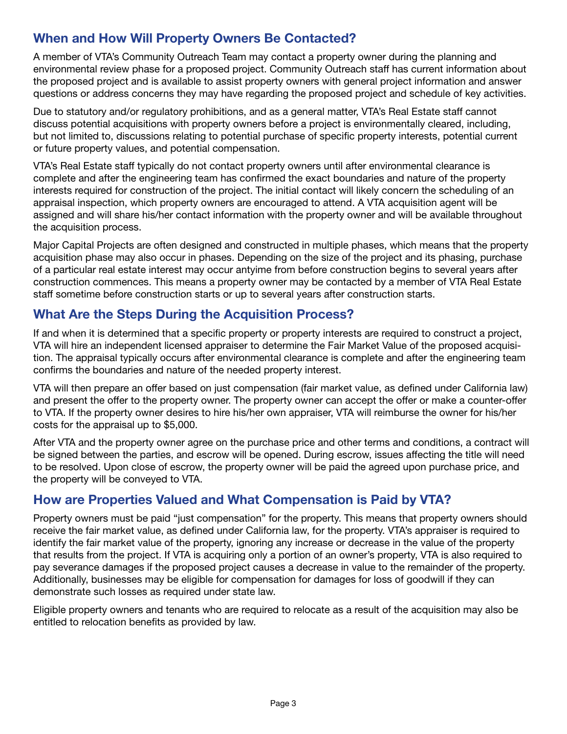## When and How Will Property Owners Be Contacted?

A member of VTA's Community Outreach Team may contact a property owner during the planning and environmental review phase for a proposed project. Community Outreach staff has current information about the proposed project and is available to assist property owners with general project information and answer questions or address concerns they may have regarding the proposed project and schedule of key activities.

Due to statutory and/or regulatory prohibitions, and as a general matter, VTA's Real Estate staff cannot discuss potential acquisitions with property owners before a project is environmentally cleared, including, but not limited to, discussions relating to potential purchase of specific property interests, potential current or future property values, and potential compensation.

VTA's Real Estate staff typically do not contact property owners until after environmental clearance is complete and after the engineering team has confirmed the exact boundaries and nature of the property interests required for construction of the project. The initial contact will likely concern the scheduling of an appraisal inspection, which property owners are encouraged to attend. A VTA acquisition agent will be assigned and will share his/her contact information with the property owner and will be available throughout the acquisition process.

Major Capital Projects are often designed and constructed in multiple phases, which means that the property acquisition phase may also occur in phases. Depending on the size of the project and its phasing, purchase of a particular real estate interest may occur antyime from before construction begins to several years after construction commences. This means a property owner may be contacted by a member of VTA Real Estate staff sometime before construction starts or up to several years after construction starts.

## What Are the Steps During the Acquisition Process?

If and when it is determined that a specific property or property interests are required to construct a project, VTA will hire an independent licensed appraiser to determine the Fair Market Value of the proposed acquisition. The appraisal typically occurs after environmental clearance is complete and after the engineering team confirms the boundaries and nature of the needed property interest.

VTA will then prepare an offer based on just compensation (fair market value, as defined under California law) and present the offer to the property owner. The property owner can accept the offer or make a counter-offer to VTA. If the property owner desires to hire his/her own appraiser, VTA will reimburse the owner for his/her costs for the appraisal up to $5,000.

After VTA and the property owner agree on the purchase price and other terms and conditions, a contract will be signed between the parties, and escrow will be opened. During escrow, issues affecting the title will need to be resolved. Upon close of escrow, the property owner will be paid the agreed upon purchase price, and the property will be conveyed to VTA.

## How are Properties Valued and What Compensation is Paid by VTA?

Property owners must be paid "just compensation" for the property. This means that property owners should receive the fair market value, as defined under California law, for the property. VTA's appraiser is required to identify the fair market value of the property, ignoring any increase or decrease in the value of the property that results from the project. If VTA is acquiring only a portion of an owner's property, VTA is also required to pay severance damages if the proposed project causes a decrease in value to the remainder of the property. Additionally, businesses may be eligible for compensation for damages for loss of goodwill if they can demonstrate such losses as required under state law.

Eligible property owners and tenants who are required to relocate as a result of the acquisition may also be entitled to relocation benefits as provided by law.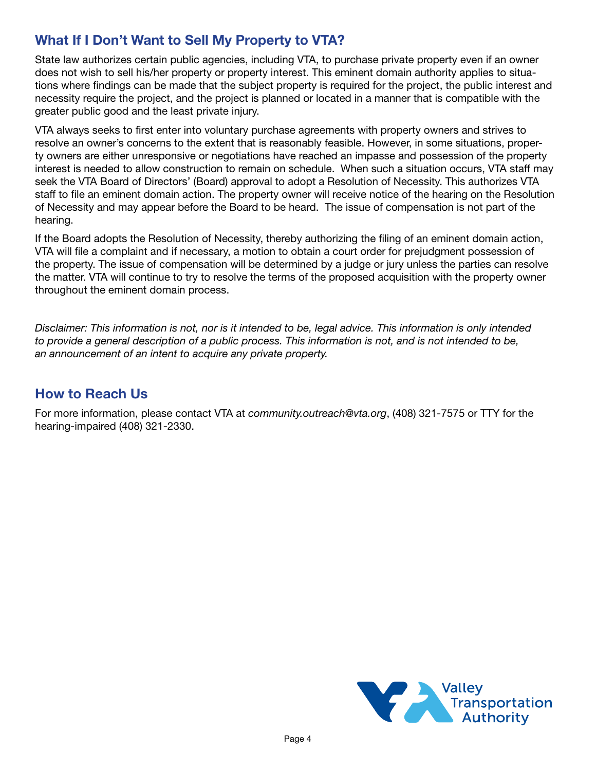## What If I Don't Want to Sell My Property to VTA?

State law authorizes certain public agencies, including VTA, to purchase private property even if an owner does not wish to sell his/her property or property interest. This eminent domain authority applies to situations where findings can be made that the subject property is required for the project, the public interest and necessity require the project, and the project is planned or located in a manner that is compatible with the greater public good and the least private injury.

VTA always seeks to first enter into voluntary purchase agreements with property owners and strives to resolve an owner's concerns to the extent that is reasonably feasible. However, in some situations, property owners are either unresponsive or negotiations have reached an impasse and possession of the property interest is needed to allow construction to remain on schedule. When such a situation occurs, VTA staff may seek the VTA Board of Directors' (Board) approval to adopt a Resolution of Necessity. This authorizes VTA staff to file an eminent domain action. The property owner will receive notice of the hearing on the Resolution of Necessity and may appear before the Board to be heard. The issue of compensation is not part of the hearing.

If the Board adopts the Resolution of Necessity, thereby authorizing the filing of an eminent domain action, VTA will file a complaint and if necessary, a motion to obtain a court order for prejudgment possession of the property. The issue of compensation will be determined by a judge or jury unless the parties can resolve the matter. VTA will continue to try to resolve the terms of the proposed acquisition with the property owner throughout the eminent domain process.

*Disclaimer: This information is not, nor is it intended to be, legal advice. This information is only intended to provide a general description of a public process. This information is not, and is not intended to be, an announcement of an intent to acquire any private property.*

## How to Reach Us

For more information, please contact VTA at *community.outreach@vta.org*, (408) 321-7575 or TTY for the hearing-impaired (408) 321-2330.

Valley Transportation Authority